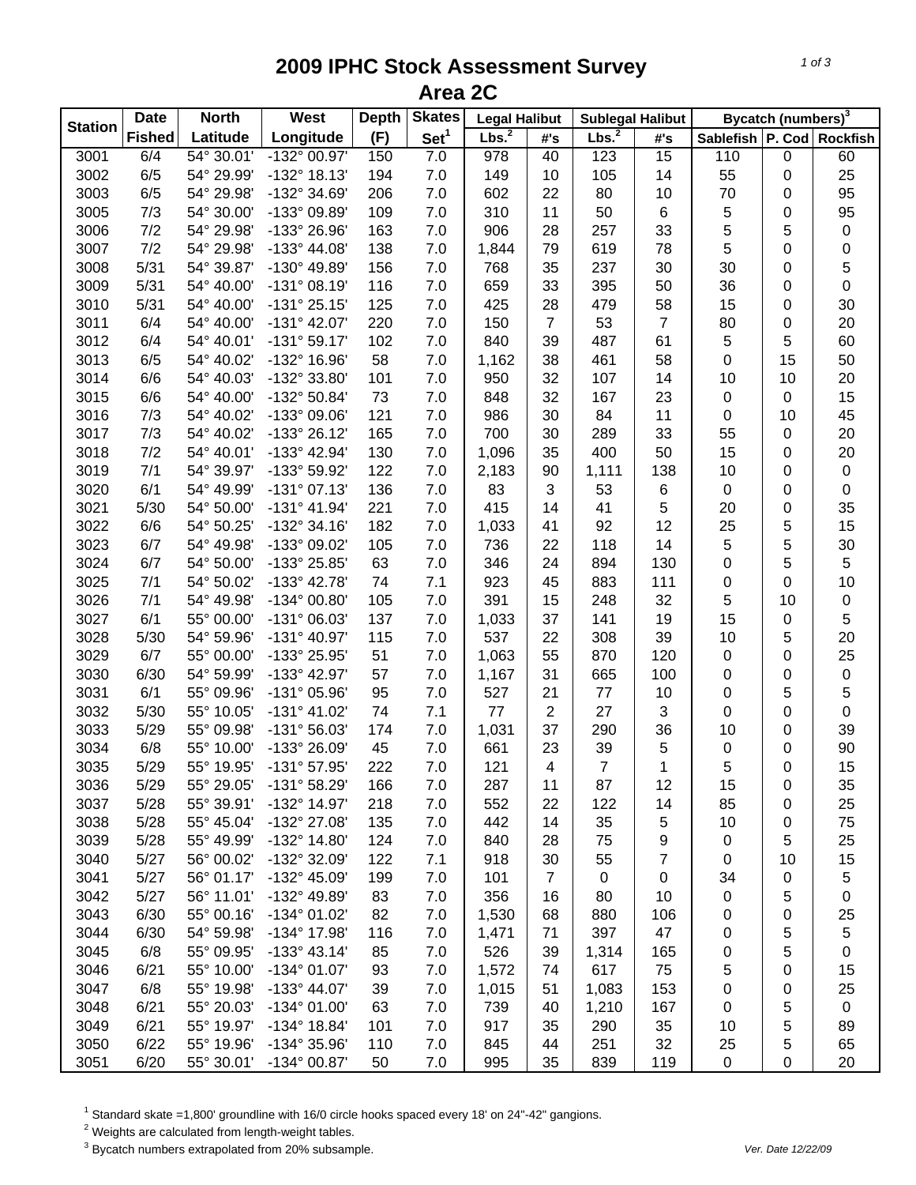# 2009 IPHC Stock Assessment Survey
## Area 2C

| Station | Date Fished | North Latitude | West Longitude | Depth (F) | Skates Set[1] | Legal Halibut Lbs.[2] | Legal Halibut #'s | Sublegal Halibut Lbs.[2] | Sublegal Halibut #'s | Bycatch (numbers)[3] Sablefish | P. Cod | Rockfish |
|---|---|---|---|---|---|---|---|---|---|---|---|---|
| 3001 | 6/4 | 54° 30.01' | -132° 00.97' | 150 | 7.0 | 978 | 40 | 123 | 15 | 110 | 0 | 60 |
| 3002 | 6/5 | 54° 29.99' | -132° 18.13' | 194 | 7.0 | 149 | 10 | 105 | 14 | 55 | 0 | 25 |
| 3003 | 6/5 | 54° 29.98' | -132° 34.69' | 206 | 7.0 | 602 | 22 | 80 | 10 | 70 | 0 | 95 |
| 3005 | 7/3 | 54° 30.00' | -133° 09.89' | 109 | 7.0 | 310 | 11 | 50 | 6 | 5 | 0 | 95 |
| 3006 | 7/2 | 54° 29.98' | -133° 26.96' | 163 | 7.0 | 906 | 28 | 257 | 33 | 5 | 5 | 0 |
| 3007 | 7/2 | 54° 29.98' | -133° 44.08' | 138 | 7.0 | 1,844 | 79 | 619 | 78 | 5 | 0 | 0 |
| 3008 | 5/31 | 54° 39.87' | -130° 49.89' | 156 | 7.0 | 768 | 35 | 237 | 30 | 30 | 0 | 5 |
| 3009 | 5/31 | 54° 40.00' | -131° 08.19' | 116 | 7.0 | 659 | 33 | 395 | 50 | 36 | 0 | 0 |
| 3010 | 5/31 | 54° 40.00' | -131° 25.15' | 125 | 7.0 | 425 | 28 | 479 | 58 | 15 | 0 | 30 |
| 3011 | 6/4 | 54° 40.00' | -131° 42.07' | 220 | 7.0 | 150 | 7 | 53 | 7 | 80 | 0 | 20 |
| 3012 | 6/4 | 54° 40.01' | -131° 59.17' | 102 | 7.0 | 840 | 39 | 487 | 61 | 5 | 5 | 60 |
| 3013 | 6/5 | 54° 40.02' | -132° 16.96' | 58 | 7.0 | 1,162 | 38 | 461 | 58 | 0 | 15 | 50 |
| 3014 | 6/6 | 54° 40.03' | -132° 33.80' | 101 | 7.0 | 950 | 32 | 107 | 14 | 10 | 10 | 20 |
| 3015 | 6/6 | 54° 40.00' | -132° 50.84' | 73 | 7.0 | 848 | 32 | 167 | 23 | 0 | 0 | 15 |
| 3016 | 7/3 | 54° 40.02' | -133° 09.06' | 121 | 7.0 | 986 | 30 | 84 | 11 | 0 | 10 | 45 |
| 3017 | 7/3 | 54° 40.02' | -133° 26.12' | 165 | 7.0 | 700 | 30 | 289 | 33 | 55 | 0 | 20 |
| 3018 | 7/2 | 54° 40.01' | -133° 42.94' | 130 | 7.0 | 1,096 | 35 | 400 | 50 | 15 | 0 | 20 |
| 3019 | 7/1 | 54° 39.97' | -133° 59.92' | 122 | 7.0 | 2,183 | 90 | 1,111 | 138 | 10 | 0 | 0 |
| 3020 | 6/1 | 54° 49.99' | -131° 07.13' | 136 | 7.0 | 83 | 3 | 53 | 6 | 0 | 0 | 0 |
| 3021 | 5/30 | 54° 50.00' | -131° 41.94' | 221 | 7.0 | 415 | 14 | 41 | 5 | 20 | 0 | 35 |
| 3022 | 6/6 | 54° 50.25' | -132° 34.16' | 182 | 7.0 | 1,033 | 41 | 92 | 12 | 25 | 5 | 15 |
| 3023 | 6/7 | 54° 49.98' | -133° 09.02' | 105 | 7.0 | 736 | 22 | 118 | 14 | 5 | 5 | 30 |
| 3024 | 6/7 | 54° 50.00' | -133° 25.85' | 63 | 7.0 | 346 | 24 | 894 | 130 | 0 | 5 | 5 |
| 3025 | 7/1 | 54° 50.02' | -133° 42.78' | 74 | 7.1 | 923 | 45 | 883 | 111 | 0 | 0 | 10 |
| 3026 | 7/1 | 54° 49.98' | -134° 00.80' | 105 | 7.0 | 391 | 15 | 248 | 32 | 5 | 10 | 0 |
| 3027 | 6/1 | 55° 00.00' | -131° 06.03' | 137 | 7.0 | 1,033 | 37 | 141 | 19 | 15 | 0 | 5 |
| 3028 | 5/30 | 54° 59.96' | -131° 40.97' | 115 | 7.0 | 537 | 22 | 308 | 39 | 10 | 5 | 20 |
| 3029 | 6/7 | 55° 00.00' | -133° 25.95' | 51 | 7.0 | 1,063 | 55 | 870 | 120 | 0 | 0 | 25 |
| 3030 | 6/30 | 54° 59.99' | -133° 42.97' | 57 | 7.0 | 1,167 | 31 | 665 | 100 | 0 | 0 | 0 |
| 3031 | 6/1 | 55° 09.96' | -131° 05.96' | 95 | 7.0 | 527 | 21 | 77 | 10 | 0 | 5 | 5 |
| 3032 | 5/30 | 55° 10.05' | -131° 41.02' | 74 | 7.1 | 77 | 2 | 27 | 3 | 0 | 0 | 0 |
| 3033 | 5/29 | 55° 09.98' | -131° 56.03' | 174 | 7.0 | 1,031 | 37 | 290 | 36 | 10 | 0 | 39 |
| 3034 | 6/8 | 55° 10.00' | -133° 26.09' | 45 | 7.0 | 661 | 23 | 39 | 5 | 0 | 0 | 90 |
| 3035 | 5/29 | 55° 19.95' | -131° 57.95' | 222 | 7.0 | 121 | 4 | 7 | 1 | 5 | 0 | 15 |
| 3036 | 5/29 | 55° 29.05' | -131° 58.29' | 166 | 7.0 | 287 | 11 | 87 | 12 | 15 | 0 | 35 |
| 3037 | 5/28 | 55° 39.91' | -132° 14.97' | 218 | 7.0 | 552 | 22 | 122 | 14 | 85 | 0 | 25 |
| 3038 | 5/28 | 55° 45.04' | -132° 27.08' | 135 | 7.0 | 442 | 14 | 35 | 5 | 10 | 0 | 75 |
| 3039 | 5/28 | 55° 49.99' | -132° 14.80' | 124 | 7.0 | 840 | 28 | 75 | 9 | 0 | 5 | 25 |
| 3040 | 5/27 | 56° 00.02' | -132° 32.09' | 122 | 7.1 | 918 | 30 | 55 | 7 | 0 | 10 | 15 |
| 3041 | 5/27 | 56° 01.17' | -132° 45.09' | 199 | 7.0 | 101 | 7 | 0 | 0 | 34 | 0 | 5 |
| 3042 | 5/27 | 56° 11.01' | -132° 49.89' | 83 | 7.0 | 356 | 16 | 80 | 10 | 0 | 5 | 0 |
| 3043 | 6/30 | 55° 00.16' | -134° 01.02' | 82 | 7.0 | 1,530 | 68 | 880 | 106 | 0 | 0 | 25 |
| 3044 | 6/30 | 54° 59.98' | -134° 17.98' | 116 | 7.0 | 1,471 | 71 | 397 | 47 | 0 | 5 | 5 |
| 3045 | 6/8 | 55° 09.95' | -133° 43.14' | 85 | 7.0 | 526 | 39 | 1,314 | 165 | 0 | 5 | 0 |
| 3046 | 6/21 | 55° 10.00' | -134° 01.07' | 93 | 7.0 | 1,572 | 74 | 617 | 75 | 5 | 0 | 15 |
| 3047 | 6/8 | 55° 19.98' | -133° 44.07' | 39 | 7.0 | 1,015 | 51 | 1,083 | 153 | 0 | 0 | 25 |
| 3048 | 6/21 | 55° 20.03' | -134° 01.00' | 63 | 7.0 | 739 | 40 | 1,210 | 167 | 0 | 5 | 0 |
| 3049 | 6/21 | 55° 19.97' | -134° 18.84' | 101 | 7.0 | 917 | 35 | 290 | 35 | 10 | 5 | 89 |
| 3050 | 6/22 | 55° 19.96' | -134° 35.96' | 110 | 7.0 | 845 | 44 | 251 | 32 | 25 | 5 | 65 |
| 3051 | 6/20 | 55° 30.01' | -134° 00.87' | 50 | 7.0 | 995 | 35 | 839 | 119 | 0 | 0 | 20 |

[1] Standard skate =1,800' groundline with 16/0 circle hooks spaced every 18' on 24"-42" gangions.

[2] Weights are calculated from length-weight tables.

[3] Bycatch numbers extrapolated from 20% subsample.

*Ver. Date 12/22/09*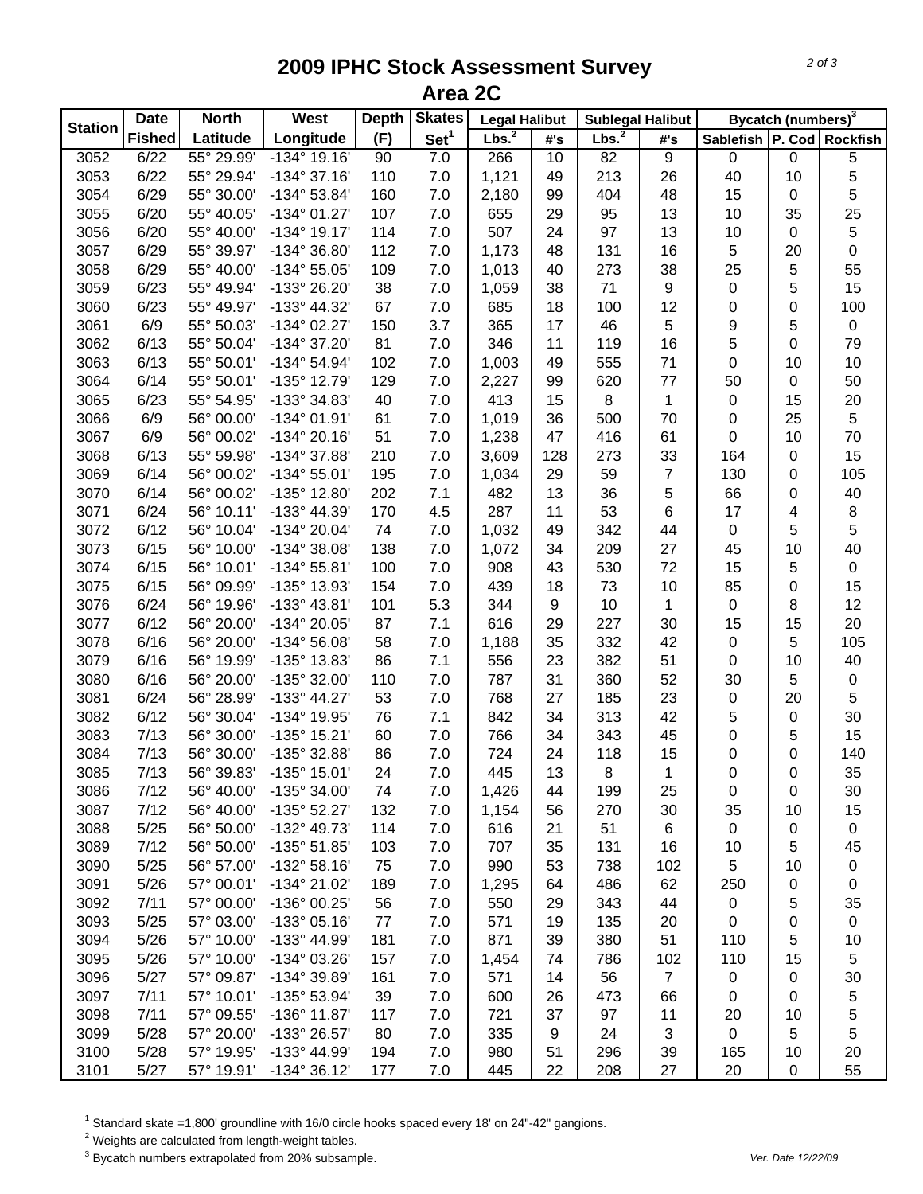# 2009 IPHC Stock Assessment Survey
## Area 2C

| Station | Date | North | West | Depth | Skates | Legal Halibut | | Sublegal Halibut | | Bycatch (numbers)[3] | | |
|---|---|---|---|---|---|---|---|---|---|---|---|---|
| | Fished | Latitude | Longitude | (F) | Set[1] | Lbs.[2] | #'s | Lbs.[2] | #'s | Sablefish | P. Cod | Rockfish |
| 3052 | 6/22 | 55° 29.99' | -134° 19.16' | 90 | 7.0 | 266 | 10 | 82 | 9 | 0 | 0 | 5 |
| 3053 | 6/22 | 55° 29.94' | -134° 37.16' | 110 | 7.0 | 1,121 | 49 | 213 | 26 | 40 | 10 | 5 |
| 3054 | 6/29 | 55° 30.00' | -134° 53.84' | 160 | 7.0 | 2,180 | 99 | 404 | 48 | 15 | 0 | 5 |
| 3055 | 6/20 | 55° 40.05' | -134° 01.27' | 107 | 7.0 | 655 | 29 | 95 | 13 | 10 | 35 | 25 |
| 3056 | 6/20 | 55° 40.00' | -134° 19.17' | 114 | 7.0 | 507 | 24 | 97 | 13 | 10 | 0 | 5 |
| 3057 | 6/29 | 55° 39.97' | -134° 36.80' | 112 | 7.0 | 1,173 | 48 | 131 | 16 | 5 | 20 | 0 |
| 3058 | 6/29 | 55° 40.00' | -134° 55.05' | 109 | 7.0 | 1,013 | 40 | 273 | 38 | 25 | 5 | 55 |
| 3059 | 6/23 | 55° 49.94' | -133° 26.20' | 38 | 7.0 | 1,059 | 38 | 71 | 9 | 0 | 5 | 15 |
| 3060 | 6/23 | 55° 49.97' | -133° 44.32' | 67 | 7.0 | 685 | 18 | 100 | 12 | 0 | 0 | 100 |
| 3061 | 6/9 | 55° 50.03' | -134° 02.27' | 150 | 3.7 | 365 | 17 | 46 | 5 | 9 | 5 | 0 |
| 3062 | 6/13 | 55° 50.04' | -134° 37.20' | 81 | 7.0 | 346 | 11 | 119 | 16 | 5 | 0 | 79 |
| 3063 | 6/13 | 55° 50.01' | -134° 54.94' | 102 | 7.0 | 1,003 | 49 | 555 | 71 | 0 | 10 | 10 |
| 3064 | 6/14 | 55° 50.01' | -135° 12.79' | 129 | 7.0 | 2,227 | 99 | 620 | 77 | 50 | 0 | 50 |
| 3065 | 6/23 | 55° 54.95' | -133° 34.83' | 40 | 7.0 | 413 | 15 | 8 | 1 | 0 | 15 | 20 |
| 3066 | 6/9 | 56° 00.00' | -134° 01.91' | 61 | 7.0 | 1,019 | 36 | 500 | 70 | 0 | 25 | 5 |
| 3067 | 6/9 | 56° 00.02' | -134° 20.16' | 51 | 7.0 | 1,238 | 47 | 416 | 61 | 0 | 10 | 70 |
| 3068 | 6/13 | 55° 59.98' | -134° 37.88' | 210 | 7.0 | 3,609 | 128 | 273 | 33 | 164 | 0 | 15 |
| 3069 | 6/14 | 56° 00.02' | -134° 55.01' | 195 | 7.0 | 1,034 | 29 | 59 | 7 | 130 | 0 | 105 |
| 3070 | 6/14 | 56° 00.02' | -135° 12.80' | 202 | 7.1 | 482 | 13 | 36 | 5 | 66 | 0 | 40 |
| 3071 | 6/24 | 56° 10.11' | -133° 44.39' | 170 | 4.5 | 287 | 11 | 53 | 6 | 17 | 4 | 8 |
| 3072 | 6/12 | 56° 10.04' | -134° 20.04' | 74 | 7.0 | 1,032 | 49 | 342 | 44 | 0 | 5 | 5 |
| 3073 | 6/15 | 56° 10.00' | -134° 38.08' | 138 | 7.0 | 1,072 | 34 | 209 | 27 | 45 | 10 | 40 |
| 3074 | 6/15 | 56° 10.01' | -134° 55.81' | 100 | 7.0 | 908 | 43 | 530 | 72 | 15 | 5 | 0 |
| 3075 | 6/15 | 56° 09.99' | -135° 13.93' | 154 | 7.0 | 439 | 18 | 73 | 10 | 85 | 0 | 15 |
| 3076 | 6/24 | 56° 19.96' | -133° 43.81' | 101 | 5.3 | 344 | 9 | 10 | 1 | 0 | 8 | 12 |
| 3077 | 6/12 | 56° 20.00' | -134° 20.05' | 87 | 7.1 | 616 | 29 | 227 | 30 | 15 | 15 | 20 |
| 3078 | 6/16 | 56° 20.00' | -134° 56.08' | 58 | 7.0 | 1,188 | 35 | 332 | 42 | 0 | 5 | 105 |
| 3079 | 6/16 | 56° 19.99' | -135° 13.83' | 86 | 7.1 | 556 | 23 | 382 | 51 | 0 | 10 | 40 |
| 3080 | 6/16 | 56° 20.00' | -135° 32.00' | 110 | 7.0 | 787 | 31 | 360 | 52 | 30 | 5 | 0 |
| 3081 | 6/24 | 56° 28.99' | -133° 44.27' | 53 | 7.0 | 768 | 27 | 185 | 23 | 0 | 20 | 5 |
| 3082 | 6/12 | 56° 30.04' | -134° 19.95' | 76 | 7.1 | 842 | 34 | 313 | 42 | 5 | 0 | 30 |
| 3083 | 7/13 | 56° 30.00' | -135° 15.21' | 60 | 7.0 | 766 | 34 | 343 | 45 | 0 | 5 | 15 |
| 3084 | 7/13 | 56° 30.00' | -135° 32.88' | 86 | 7.0 | 724 | 24 | 118 | 15 | 0 | 0 | 140 |
| 3085 | 7/13 | 56° 39.83' | -135° 15.01' | 24 | 7.0 | 445 | 13 | 8 | 1 | 0 | 0 | 35 |
| 3086 | 7/12 | 56° 40.00' | -135° 34.00' | 74 | 7.0 | 1,426 | 44 | 199 | 25 | 0 | 0 | 30 |
| 3087 | 7/12 | 56° 40.00' | -135° 52.27' | 132 | 7.0 | 1,154 | 56 | 270 | 30 | 35 | 10 | 15 |
| 3088 | 5/25 | 56° 50.00' | -132° 49.73' | 114 | 7.0 | 616 | 21 | 51 | 6 | 0 | 0 | 0 |
| 3089 | 7/12 | 56° 50.00' | -135° 51.85' | 103 | 7.0 | 707 | 35 | 131 | 16 | 10 | 5 | 45 |
| 3090 | 5/25 | 56° 57.00' | -132° 58.16' | 75 | 7.0 | 990 | 53 | 738 | 102 | 5 | 10 | 0 |
| 3091 | 5/26 | 57° 00.01' | -134° 21.02' | 189 | 7.0 | 1,295 | 64 | 486 | 62 | 250 | 0 | 0 |
| 3092 | 7/11 | 57° 00.00' | -136° 00.25' | 56 | 7.0 | 550 | 29 | 343 | 44 | 0 | 5 | 35 |
| 3093 | 5/25 | 57° 03.00' | -133° 05.16' | 77 | 7.0 | 571 | 19 | 135 | 20 | 0 | 0 | 0 |
| 3094 | 5/26 | 57° 10.00' | -133° 44.99' | 181 | 7.0 | 871 | 39 | 380 | 51 | 110 | 5 | 10 |
| 3095 | 5/26 | 57° 10.00' | -134° 03.26' | 157 | 7.0 | 1,454 | 74 | 786 | 102 | 110 | 15 | 5 |
| 3096 | 5/27 | 57° 09.87' | -134° 39.89' | 161 | 7.0 | 571 | 14 | 56 | 7 | 0 | 0 | 30 |
| 3097 | 7/11 | 57° 10.01' | -135° 53.94' | 39 | 7.0 | 600 | 26 | 473 | 66 | 0 | 0 | 5 |
| 3098 | 7/11 | 57° 09.55' | -136° 11.87' | 117 | 7.0 | 721 | 37 | 97 | 11 | 20 | 10 | 5 |
| 3099 | 5/28 | 57° 20.00' | -133° 26.57' | 80 | 7.0 | 335 | 9 | 24 | 3 | 0 | 5 | 5 |
| 3100 | 5/28 | 57° 19.95' | -133° 44.99' | 194 | 7.0 | 980 | 51 | 296 | 39 | 165 | 10 | 20 |
| 3101 | 5/27 | 57° 19.91' | -134° 36.12' | 177 | 7.0 | 445 | 22 | 208 | 27 | 20 | 0 | 55 |

[1] Standard skate =1,800' groundline with 16/0 circle hooks spaced every 18' on 24"-42" gangions.
[2] Weights are calculated from length-weight tables.
[3] Bycatch numbers extrapolated from 20% subsample.

Ver. Date 12/22/09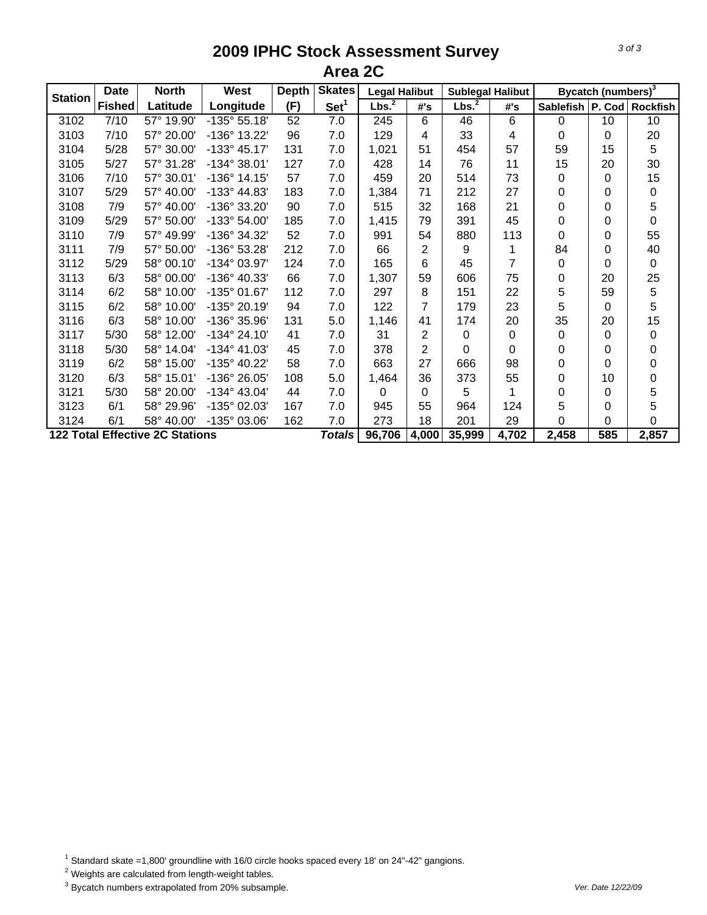# 2009 IPHC Stock Assessment Survey
## Area 2C

| Station | Date | North | West | Depth | Skates | Legal Halibut | | Sublegal Halibut | | Bycatch (numbers)[3] | | |
|---|---|---|---|---|---|---|---|---|---|---|---|---|
| | Fished | Latitude | Longitude | (F) | Set[1] | Lbs.[2] | #'s | Lbs.[2] | #'s | Sablefish | P. Cod | Rockfish |
| 3102 | 7/10 | 57° 19.90' | -135° 55.18' | 52 | 7.0 | 245 | 6 | 46 | 6 | 0 | 10 | 10 |
| 3103 | 7/10 | 57° 20.00' | -136° 13.22' | 96 | 7.0 | 129 | 4 | 33 | 4 | 0 | 0 | 20 |
| 3104 | 5/28 | 57° 30.00' | -133° 45.17' | 131 | 7.0 | 1,021 | 51 | 454 | 57 | 59 | 15 | 5 |
| 3105 | 5/27 | 57° 31.28' | -134° 38.01' | 127 | 7.0 | 428 | 14 | 76 | 11 | 15 | 20 | 30 |
| 3106 | 7/10 | 57° 30.01' | -136° 14.15' | 57 | 7.0 | 459 | 20 | 514 | 73 | 0 | 0 | 15 |
| 3107 | 5/29 | 57° 40.00' | -133° 44.83' | 183 | 7.0 | 1,384 | 71 | 212 | 27 | 0 | 0 | 0 |
| 3108 | 7/9 | 57° 40.00' | -136° 33.20' | 90 | 7.0 | 515 | 32 | 168 | 21 | 0 | 0 | 5 |
| 3109 | 5/29 | 57° 50.00' | -133° 54.00' | 185 | 7.0 | 1,415 | 79 | 391 | 45 | 0 | 0 | 0 |
| 3110 | 7/9 | 57° 49.99' | -136° 34.32' | 52 | 7.0 | 991 | 54 | 880 | 113 | 0 | 0 | 55 |
| 3111 | 7/9 | 57° 50.00' | -136° 53.28' | 212 | 7.0 | 66 | 2 | 9 | 1 | 84 | 0 | 40 |
| 3112 | 5/29 | 58° 00.10' | -134° 03.97' | 124 | 7.0 | 165 | 6 | 45 | 7 | 0 | 0 | 0 |
| 3113 | 6/3 | 58° 00.00' | -136° 40.33' | 66 | 7.0 | 1,307 | 59 | 606 | 75 | 0 | 20 | 25 |
| 3114 | 6/2 | 58° 10.00' | -135° 01.67' | 112 | 7.0 | 297 | 8 | 151 | 22 | 5 | 59 | 5 |
| 3115 | 6/2 | 58° 10.00' | -135° 20.19' | 94 | 7.0 | 122 | 7 | 179 | 23 | 5 | 0 | 5 |
| 3116 | 6/3 | 58° 10.00' | -136° 35.96' | 131 | 5.0 | 1,146 | 41 | 174 | 20 | 35 | 20 | 15 |
| 3117 | 5/30 | 58° 12.00' | -134° 24.10' | 41 | 7.0 | 31 | 2 | 0 | 0 | 0 | 0 | 0 |
| 3118 | 5/30 | 58° 14.04' | -134° 41.03' | 45 | 7.0 | 378 | 2 | 0 | 0 | 0 | 0 | 0 |
| 3119 | 6/2 | 58° 15.00' | -135° 40.22' | 58 | 7.0 | 663 | 27 | 666 | 98 | 0 | 0 | 0 |
| 3120 | 6/3 | 58° 15.01' | -136° 26.05' | 108 | 5.0 | 1,464 | 36 | 373 | 55 | 0 | 10 | 0 |
| 3121 | 5/30 | 58° 20.00' | -134° 43.04' | 44 | 7.0 | 0 | 0 | 5 | 1 | 0 | 0 | 5 |
| 3123 | 6/1 | 58° 29.96' | -135° 02.03' | 167 | 7.0 | 945 | 55 | 964 | 124 | 5 | 0 | 5 |
| 3124 | 6/1 | 58° 40.00' | -135° 03.06' | 162 | 7.0 | 273 | 18 | 201 | 29 | 0 | 0 | 0 |
| **122 Total Effective 2C Stations** | | | | | ***Totals*** | **96,706** | **4,000** | **35,999** | **4,702** | **2,458** | **585** | **2,857** |

[1] Standard skate =1,800' groundline with 16/0 circle hooks spaced every 18' on 24"-42" gangions.

[2] Weights are calculated from length-weight tables.

[3] Bycatch numbers extrapolated from 20% subsample.

*Ver. Date 12/22/09*